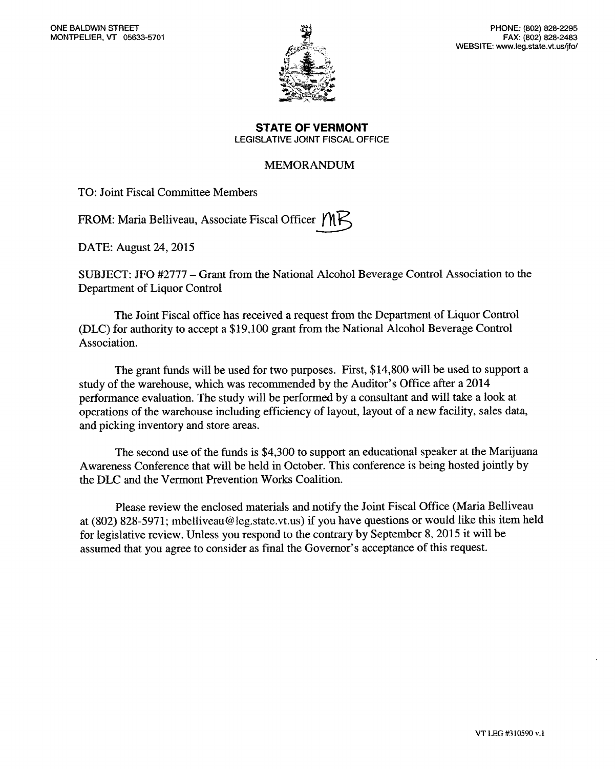ONE BALDWIN STREET
MONTPELIER, VT 05633-5701

PHONE: (802) 828-2295
FAX: (802) 828-2483
WEBSITE: www.leg.state.vt.us/jfo/

**STATE OF VERMONT**
LEGISLATIVE JOINT FISCAL OFFICE

## MEMORANDUM

TO: Joint Fiscal Committee Members

FROM: Maria Belliveau, Associate Fiscal Officer MB

DATE: August 24, 2015

SUBJECT: JFO #2777 – Grant from the National Alcohol Beverage Control Association to the Department of Liquor Control

The Joint Fiscal office has received a request from the Department of Liquor Control (DLC) for authority to accept a $19,100 grant from the National Alcohol Beverage Control Association.

The grant funds will be used for two purposes. First, $14,800 will be used to support a study of the warehouse, which was recommended by the Auditor's Office after a 2014 performance evaluation. The study will be performed by a consultant and will take a look at operations of the warehouse including efficiency of layout, layout of a new facility, sales data, and picking inventory and store areas.

The second use of the funds is $4,300 to support an educational speaker at the Marijuana Awareness Conference that will be held in October. This conference is being hosted jointly by the DLC and the Vermont Prevention Works Coalition.

Please review the enclosed materials and notify the Joint Fiscal Office (Maria Belliveau at (802) 828-5971; mbelliveau@leg.state.vt.us) if you have questions or would like this item held for legislative review. Unless you respond to the contrary by September 8, 2015 it will be assumed that you agree to consider as final the Governor's acceptance of this request.

VT LEG #310590 v.1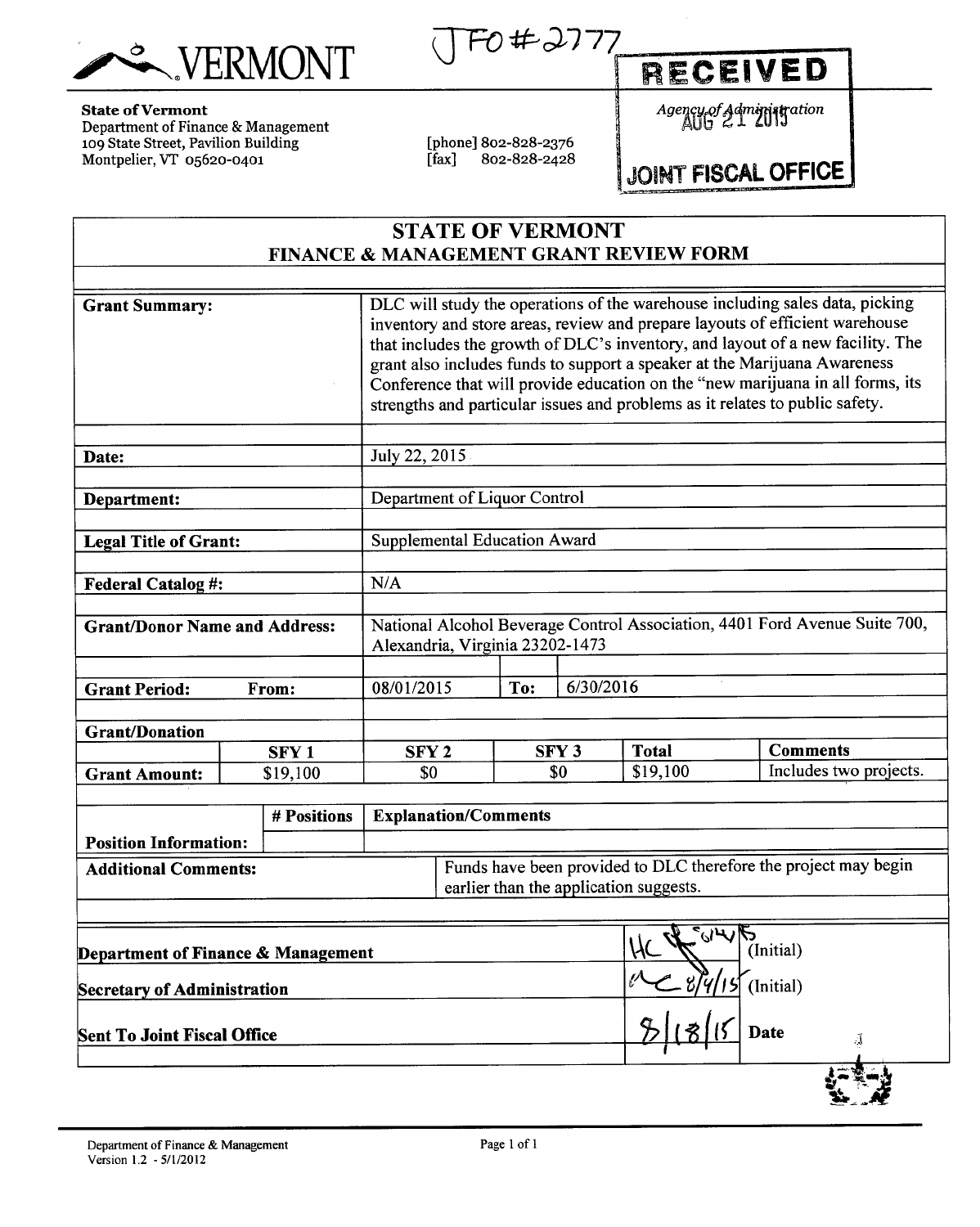VERMONT

JFO #2777

**RECEIVED**

Agency of Administration
AUG 21 2015

**JOINT FISCAL OFFICE**

**State of Vermont**
Department of Finance & Management
109 State Street, Pavilion Building
Montpelier, VT 05620-0401

[phone] 802-828-2376
[fax] 802-828-2428

## STATE OF VERMONT
### FINANCE & MANAGEMENT GRANT REVIEW FORM

| | |
|---|---|
| **Grant Summary:** | DLC will study the operations of the warehouse including sales data, picking inventory and store areas, review and prepare layouts of efficient warehouse that includes the growth of DLC's inventory, and layout of a new facility. The grant also includes funds to support a speaker at the Marijuana Awareness Conference that will provide education on the "new marijuana in all forms, its strengths and particular issues and problems as it relates to public safety. |
| **Date:** | July 22, 2015 |
| **Department:** | Department of Liquor Control |
| **Legal Title of Grant:** | Supplemental Education Award |
| **Federal Catalog #:** | N/A |
| **Grant/Donor Name and Address:** | National Alcohol Beverage Control Association, 4401 Ford Avenue Suite 700, Alexandria, Virginia 23202-1473 |
| **Grant Period: From:** | 08/01/2015 **To:** 6/30/2016 |

| **Grant/Donation** | | | | | |
|---|---|---|---|---|---|
| | **SFY 1** | **SFY 2** | **SFY 3** | **Total** | **Comments** |
| **Grant Amount:** | $19,100 | $0 | $0 | $19,100 | Includes two projects. |

| | **# Positions** | **Explanation/Comments** |
|---|---|---|
| **Position Information:** | | |

| | |
|---|---|
| **Additional Comments:** | Funds have been provided to DLC therefore the project may begin earlier than the application suggests. |

| | | |
|---|---|---|
| **Department of Finance & Management** | HC 8/4/15 | (Initial) |
| **Secretary of Administration** | 8/4/15 | (Initial) |
| **Sent To Joint Fiscal Office** | 8/18/15 | Date |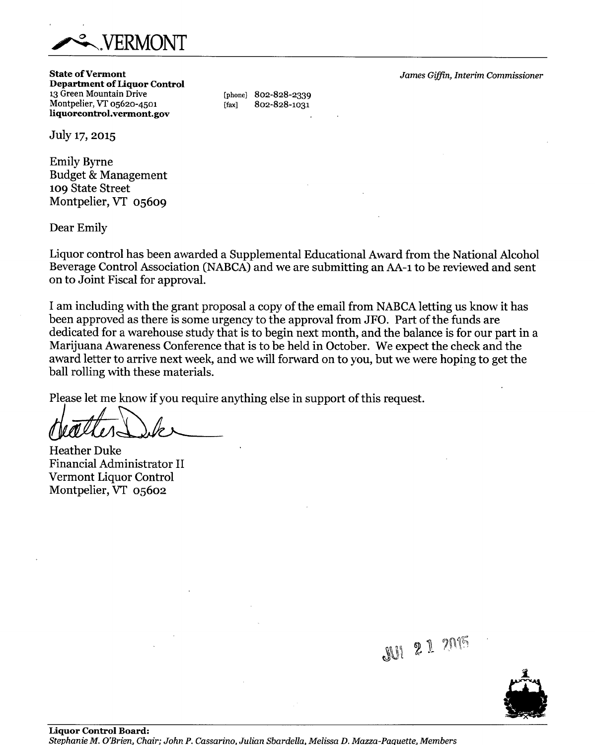VERMONT

**State of Vermont**
**Department of Liquor Control**
13 Green Mountain Drive
Montpelier, VT 05620-4501
**liquorcontrol.vermont.gov**

[phone] 802-828-2339
[fax] 802-828-1031

*James Giffin, Interim Commissioner*

July 17, 2015

Emily Byrne
Budget & Management
109 State Street
Montpelier, VT 05609

Dear Emily

Liquor control has been awarded a Supplemental Educational Award from the National Alcohol Beverage Control Association (NABCA) and we are submitting an AA-1 to be reviewed and sent on to Joint Fiscal for approval.

I am including with the grant proposal a copy of the email from NABCA letting us know it has been approved as there is some urgency to the approval from JFO. Part of the funds are dedicated for a warehouse study that is to begin next month, and the balance is for our part in a Marijuana Awareness Conference that is to be held in October. We expect the check and the award letter to arrive next week, and we will forward on to you, but we were hoping to get the ball rolling with these materials.

Please let me know if you require anything else in support of this request.

Heather Duke
Financial Administrator II
Vermont Liquor Control
Montpelier, VT 05602

JUL 21 2015

**Liquor Control Board:**
*Stephanie M. O'Brien, Chair; John P. Cassarino, Julian Sbardella, Melissa D. Mazza-Paquette, Members*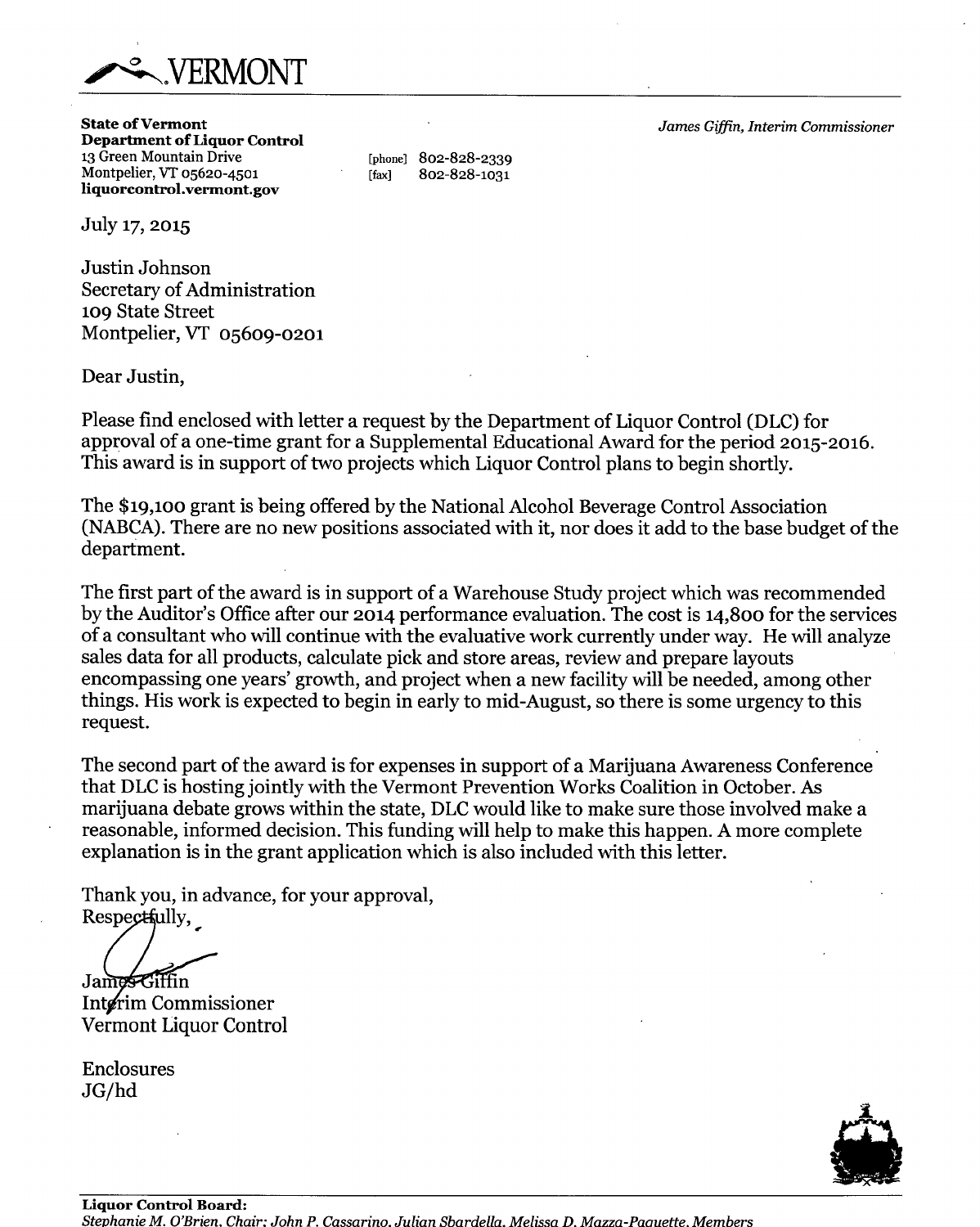# VERMONT

**State of Vermont**
**Department of Liquor Control**
13 Green Mountain Drive
Montpelier, VT 05620-4501
**liquorcontrol.vermont.gov**

[phone] 802-828-2339
[fax] 802-828-1031

*James Giffin, Interim Commissioner*

July 17, 2015

Justin Johnson
Secretary of Administration
109 State Street
Montpelier, VT 05609-0201

Dear Justin,

Please find enclosed with letter a request by the Department of Liquor Control (DLC) for approval of a one-time grant for a Supplemental Educational Award for the period 2015-2016. This award is in support of two projects which Liquor Control plans to begin shortly.

The $19,100 grant is being offered by the National Alcohol Beverage Control Association (NABCA). There are no new positions associated with it, nor does it add to the base budget of the department.

The first part of the award is in support of a Warehouse Study project which was recommended by the Auditor's Office after our 2014 performance evaluation. The cost is 14,800 for the services of a consultant who will continue with the evaluative work currently under way. He will analyze sales data for all products, calculate pick and store areas, review and prepare layouts encompassing one years' growth, and project when a new facility will be needed, among other things. His work is expected to begin in early to mid-August, so there is some urgency to this request.

The second part of the award is for expenses in support of a Marijuana Awareness Conference that DLC is hosting jointly with the Vermont Prevention Works Coalition in October. As marijuana debate grows within the state, DLC would like to make sure those involved make a reasonable, informed decision. This funding will help to make this happen. A more complete explanation is in the grant application which is also included with this letter.

Thank you, in advance, for your approval,
Respectfully,

James Giffin
Interim Commissioner
Vermont Liquor Control

Enclosures
JG/hd

**Liquor Control Board:**
*Stephanie M. O'Brien, Chair; John P. Cassarino, Julian Sbardella, Melissa D. Mazza-Paquette, Members*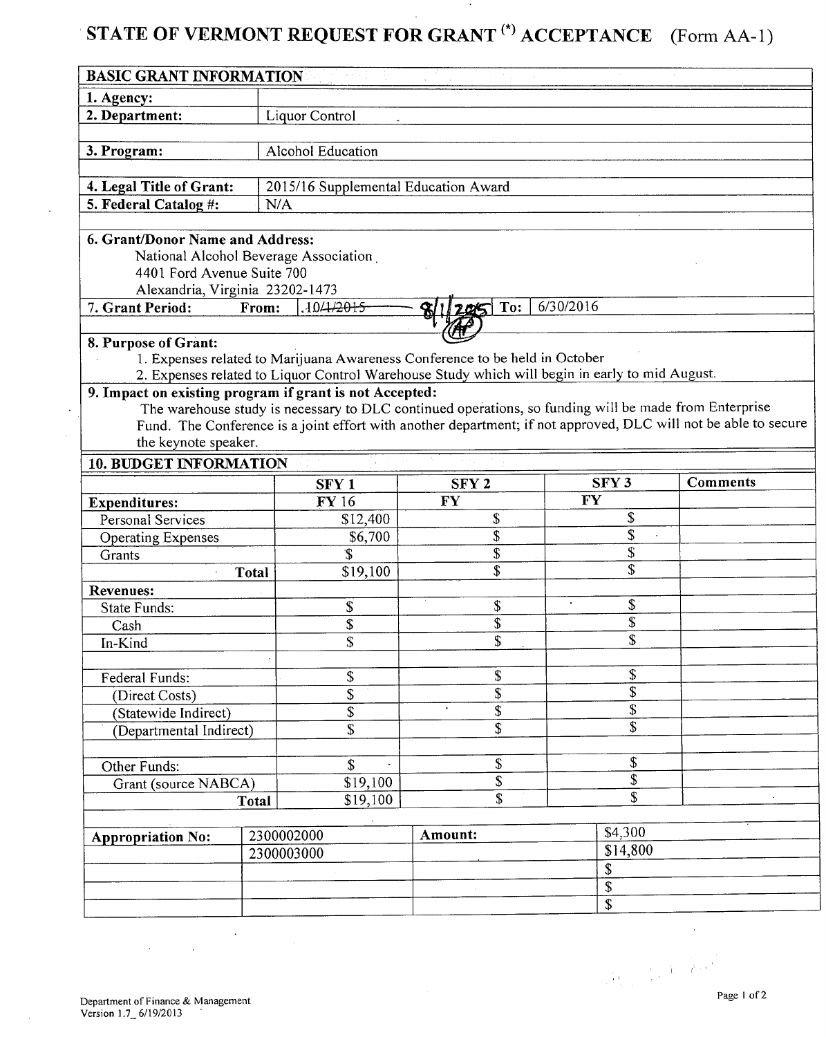# STATE OF VERMONT REQUEST FOR GRANT (*) ACCEPTANCE (Form AA-1)

| BASIC GRANT INFORMATION | |
|---|---|
| 1. Agency: | |
| 2. Department: | Liquor Control |
| 3. Program: | Alcohol Education |
| 4. Legal Title of Grant: | 2015/16 Supplemental Education Award |
| 5. Federal Catalog #: | N/A |

**6. Grant/Donor Name and Address:**
National Alcohol Beverage Association
4401 Ford Avenue Suite 700
Alexandria, Virginia 23202-1473

**7. Grant Period:** From: ~~10/1/2015~~ 8/1/2015 (AP) To: 6/30/2016

**8. Purpose of Grant:**
1. Expenses related to Marijuana Awareness Conference to be held in October
2. Expenses related to Liquor Control Warehouse Study which will begin in early to mid August.

**9. Impact on existing program if grant is not Accepted:**
The warehouse study is necessary to DLC continued operations, so funding will be made from Enterprise Fund. The Conference is a joint effort with another department; if not approved, DLC will not be able to secure the keynote speaker.

## 10. BUDGET INFORMATION

| | SFY 1 | SFY 2 | SFY 3 | Comments |
|---|---|---|---|---|
| **Expenditures:** | FY 16 | FY | FY | |
| Personal Services | $12,400 | $ | $ | |
| Operating Expenses | $6,700 | $ | $ | |
| Grants | $ | $ | $ | |
| **Total** | $19,100 | $ | $ | |
| **Revenues:** | | | | |
| State Funds: | $ | $ | $ | |
| Cash | $ | $ | $ | |
| In-Kind | $ | $ | $ | |
| Federal Funds: | $ | $ | $ | |
| (Direct Costs) | $ | $ | $ | |
| (Statewide Indirect) | $ | $ | $ | |
| (Departmental Indirect) | $ | $ | $ | |
| Other Funds: | $ | $ | $ | |
| Grant (source NABCA) | $19,100 | $ | $ | |
| **Total** | $19,100 | $ | $ | |

| Appropriation No: | | Amount: | |
|---|---|---|---|
| | 2300002000 | | $4,300 |
| | 2300003000 | | $14,800 |
| | | | $ |
| | | | $ |
| | | | $ |

Department of Finance & Management
Version 1.7_ 6/19/2013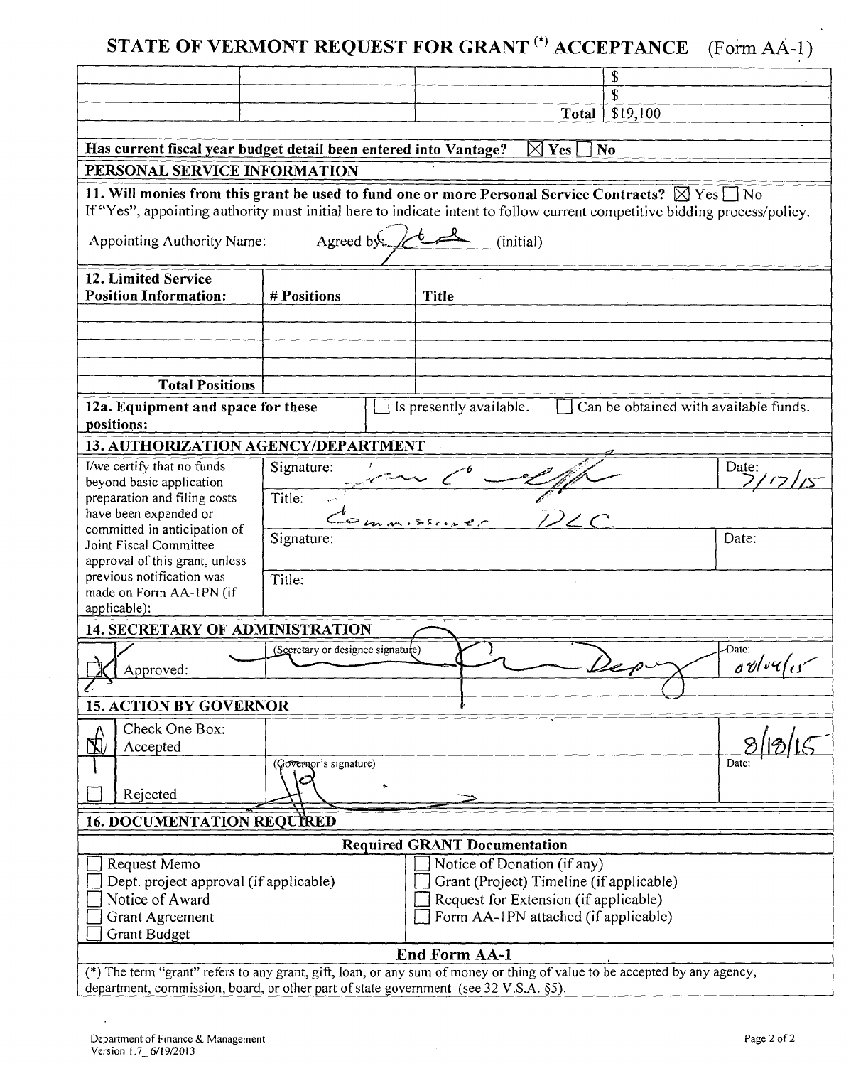# STATE OF VERMONT REQUEST FOR GRANT (*) ACCEPTANCE (Form AA-1)

| | | | |
|---|---|---|---|
| | | | $ |
| | | | $ |
| | | **Total** | $19,100 |

**Has current fiscal year budget detail been entered into Vantage?** ☒ **Yes** ☐ **No**

## PERSONAL SERVICE INFORMATION

**11. Will monies from this grant be used to fund one or more Personal Service Contracts?** ☒ Yes ☐ No

If "Yes", appointing authority must initial here to indicate intent to follow current competitive bidding process/policy.

Appointing Authority Name: Agreed by: [initials] (initial)

| 12. Limited Service Position Information: | # Positions | Title |
|---|---|---|
| | | |
| | | |
| | | |
| **Total Positions** | | |

**12a. Equipment and space for these positions:** ☐ Is presently available. ☐ Can be obtained with available funds.

## 13. AUTHORIZATION AGENCY/DEPARTMENT

| I/we certify that no funds beyond basic application preparation and filing costs have been expended or committed in anticipation of Joint Fiscal Committee approval of this grant, unless previous notification was made on Form AA-1PN (if applicable): | Signature: [signature] | Date: 7/17/15 |
|---|---|---|
| | Title: Commissioner DLC | |
| | Signature: | Date: |
| | Title: | |

## 14. SECRETARY OF ADMINISTRATION

| ☒ Approved: | (Secretary or designee signature) [signature] Depy | Date: 08/04/15 |
|---|---|---|

## 15. ACTION BY GOVERNOR

| Check One Box: | | |
|---|---|---|
| ☒ Accepted | (Governor's signature) [signature] | 8/13/15 Date: |
| ☐ Rejected | | |

## 16. DOCUMENTATION REQUIRED

**Required GRANT Documentation**

| | |
|---|---|
| ☐ Request Memo | ☐ Notice of Donation (if any) |
| ☐ Dept. project approval (if applicable) | ☐ Grant (Project) Timeline (if applicable) |
| ☐ Notice of Award | ☐ Request for Extension (if applicable) |
| ☐ Grant Agreement | ☐ Form AA-1PN attached (if applicable) |
| ☐ Grant Budget | |

**End Form AA-1**

(*) The term "grant" refers to any grant, gift, loan, or any sum of money or thing of value to be accepted by any agency, department, commission, board, or other part of state government (see 32 V.S.A. §5).

Department of Finance & Management
Version 1.7_ 6/19/2013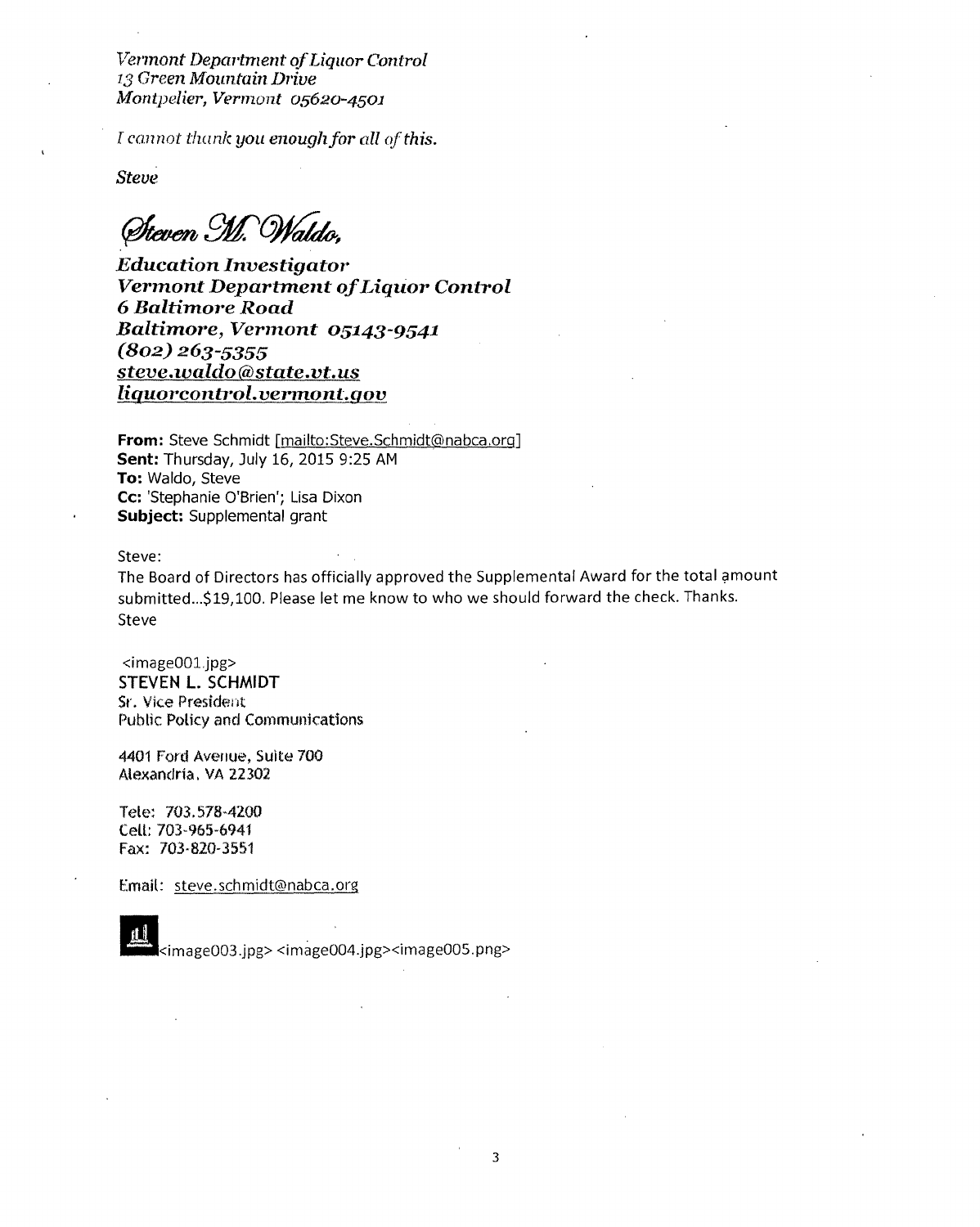*Vermont Department of Liquor Control*
*13 Green Mountain Drive*
*Montpelier, Vermont 05620-4501*

*I cannot thank you enough for all of this.*

*Steve*

*Steven M. Waldo,*

***Education Investigator***
***Vermont Department of Liquor Control***
***6 Baltimore Road***
***Baltimore, Vermont 05143-9541***
***(802) 263-5355***
***steve.waldo@state.vt.us***
***liquorcontrol.vermont.gov***

**From:** Steve Schmidt [mailto:Steve.Schmidt@nabca.org]
**Sent:** Thursday, July 16, 2015 9:25 AM
**To:** Waldo, Steve
**Cc:** 'Stephanie O'Brien'; Lisa Dixon
**Subject:** Supplemental grant

Steve:

The Board of Directors has officially approved the Supplemental Award for the total amount submitted...$19,100. Please let me know to who we should forward the check. Thanks.
Steve

<image001.jpg>
**STEVEN L. SCHMIDT**
Sr. Vice President
Public Policy and Communications

4401 Ford Avenue, Suite 700
Alexandria, VA 22302

Tele: 703.578-4200
Cell: 703-965-6941
Fax: 703-820-3551

Email: steve.schmidt@nabca.org

<image003.jpg> <image004.jpg><image005.png>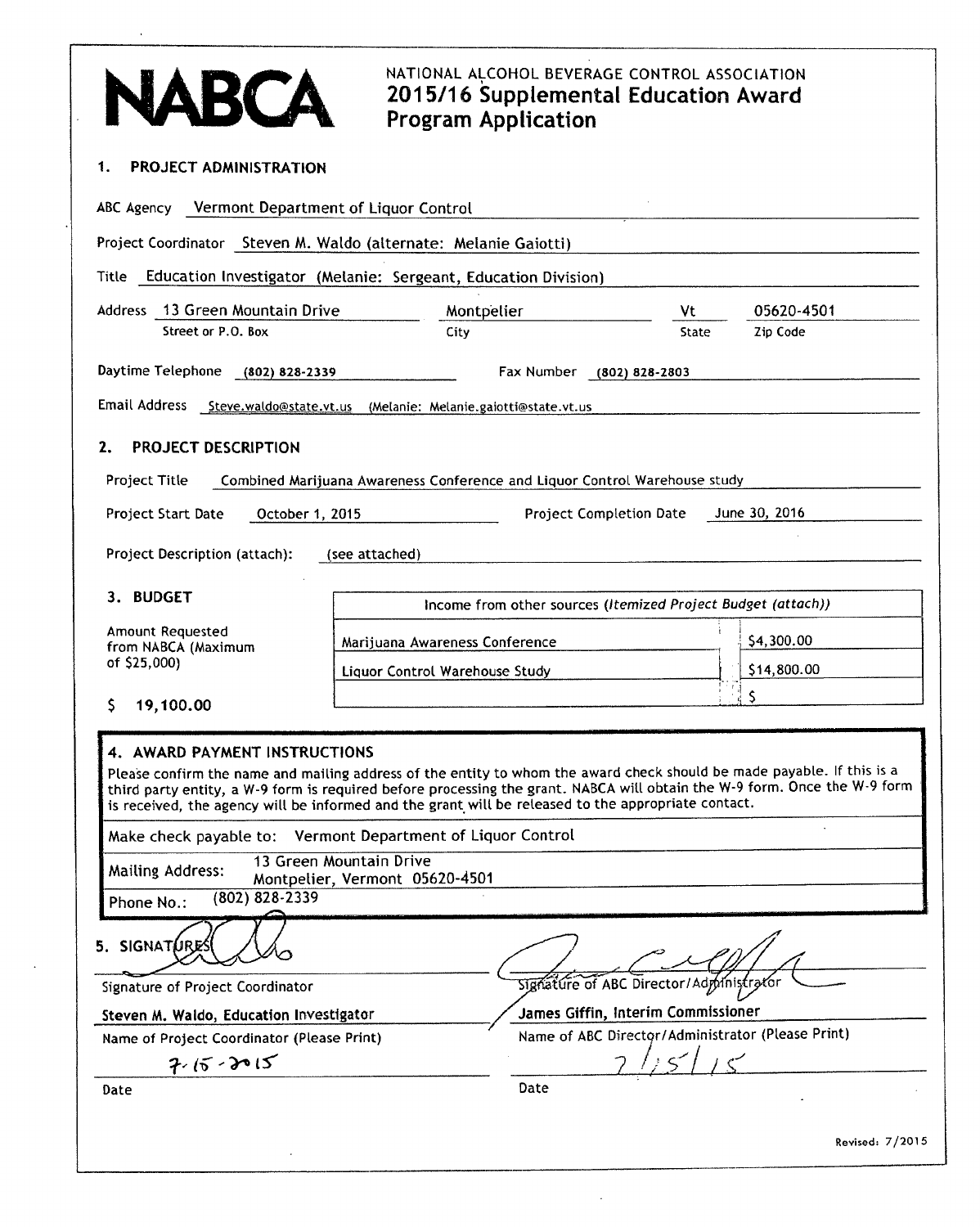NABCA

NATIONAL ALCOHOL BEVERAGE CONTROL ASSOCIATION

# 2015/16 Supplemental Education Award Program Application

## 1. PROJECT ADMINISTRATION

ABC Agency: Vermont Department of Liquor Control

Project Coordinator: Steven M. Waldo (alternate: Melanie Gaiotti)

Title: Education Investigator (Melanie: Sergeant, Education Division)

Address: 13 Green Mountain Drive (Street or P.O. Box) | Montpelier (City) | Vt (State) | 05620-4501 (Zip Code)

Daytime Telephone: (802) 828-2339 | Fax Number: (802) 828-2803

Email Address: Steve.waldo@state.vt.us (Melanie: Melanie.gaiotti@state.vt.us

## 2. PROJECT DESCRIPTION

Project Title: Combined Marijuana Awareness Conference and Liquor Control Warehouse study

Project Start Date: October 1, 2015 | Project Completion Date: June 30, 2016

Project Description (attach): (see attached)

## 3. BUDGET

Amount Requested from NABCA (Maximum of $25,000)

$ 19,100.00

| Income from other sources (*Itemized Project Budget (attach)*) | |
|---|---|
| Marijuana Awareness Conference | $4,300.00 |
| Liquor Control Warehouse Study | $14,800.00 |
| | $ |

## 4. AWARD PAYMENT INSTRUCTIONS

Please confirm the name and mailing address of the entity to whom the award check should be made payable. If this is a third party entity, a W-9 form is required before processing the grant. NABCA will obtain the W-9 form. Once the W-9 form is received, the agency will be informed and the grant will be released to the appropriate contact.

Make check payable to: Vermont Department of Liquor Control

Mailing Address: 13 Green Mountain Drive
Montpelier, Vermont 05620-4501

Phone No.: (802) 828-2339

## 5. SIGNATURES

| | |
|---|---|
| [signature] | [signature] |
| Signature of Project Coordinator | Signature of ABC Director/Administrator |
| **Steven M. Waldo, Education Investigator** | **James Giffin, Interim Commissioner** |
| Name of Project Coordinator (Please Print) | Name of ABC Director/Administrator (Please Print) |
| 7-15-2015 | 7/15/15 |
| Date | Date |

Revised: 7/2015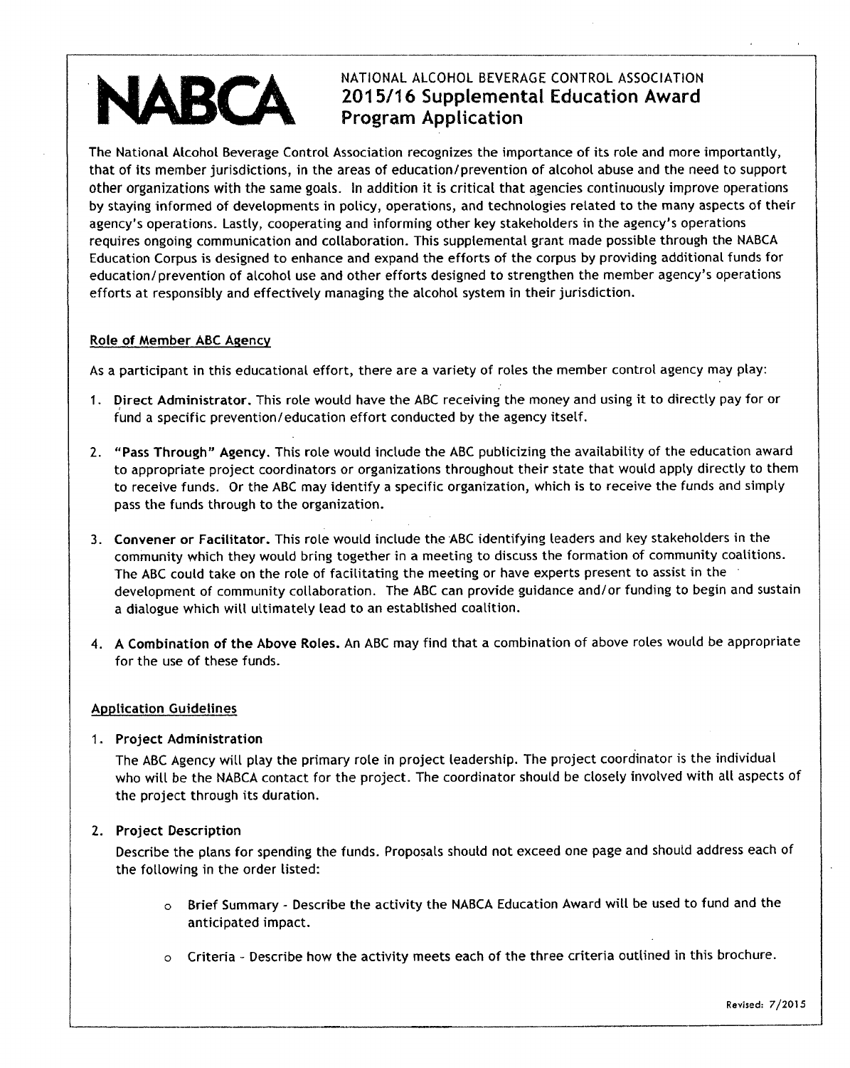# NABCA

NATIONAL ALCOHOL BEVERAGE CONTROL ASSOCIATION

## 2015/16 Supplemental Education Award Program Application

The National Alcohol Beverage Control Association recognizes the importance of its role and more importantly, that of its member jurisdictions, in the areas of education/prevention of alcohol abuse and the need to support other organizations with the same goals. In addition it is critical that agencies continuously improve operations by staying informed of developments in policy, operations, and technologies related to the many aspects of their agency's operations. Lastly, cooperating and informing other key stakeholders in the agency's operations requires ongoing communication and collaboration. This supplemental grant made possible through the NABCA Education Corpus is designed to enhance and expand the efforts of the corpus by providing additional funds for education/prevention of alcohol use and other efforts designed to strengthen the member agency's operations efforts at responsibly and effectively managing the alcohol system in their jurisdiction.

### Role of Member ABC Agency

As a participant in this educational effort, there are a variety of roles the member control agency may play:

1. **Direct Administrator.** This role would have the ABC receiving the money and using it to directly pay for or fund a specific prevention/education effort conducted by the agency itself.

2. **"Pass Through" Agency.** This role would include the ABC publicizing the availability of the education award to appropriate project coordinators or organizations throughout their state that would apply directly to them to receive funds. Or the ABC may identify a specific organization, which is to receive the funds and simply pass the funds through to the organization.

3. **Convener or Facilitator.** This role would include the ABC identifying leaders and key stakeholders in the community which they would bring together in a meeting to discuss the formation of community coalitions. The ABC could take on the role of facilitating the meeting or have experts present to assist in the development of community collaboration. The ABC can provide guidance and/or funding to begin and sustain a dialogue which will ultimately lead to an established coalition.

4. **A Combination of the Above Roles.** An ABC may find that a combination of above roles would be appropriate for the use of these funds.

### Application Guidelines

1. **Project Administration**

   The ABC Agency will play the primary role in project leadership. The project coordinator is the individual who will be the NABCA contact for the project. The coordinator should be closely involved with all aspects of the project through its duration.

2. **Project Description**

   Describe the plans for spending the funds. Proposals should not exceed one page and should address each of the following in the order listed:

   - Brief Summary - Describe the activity the NABCA Education Award will be used to fund and the anticipated impact.
   - Criteria - Describe how the activity meets each of the three criteria outlined in this brochure.

Revised: 7/2015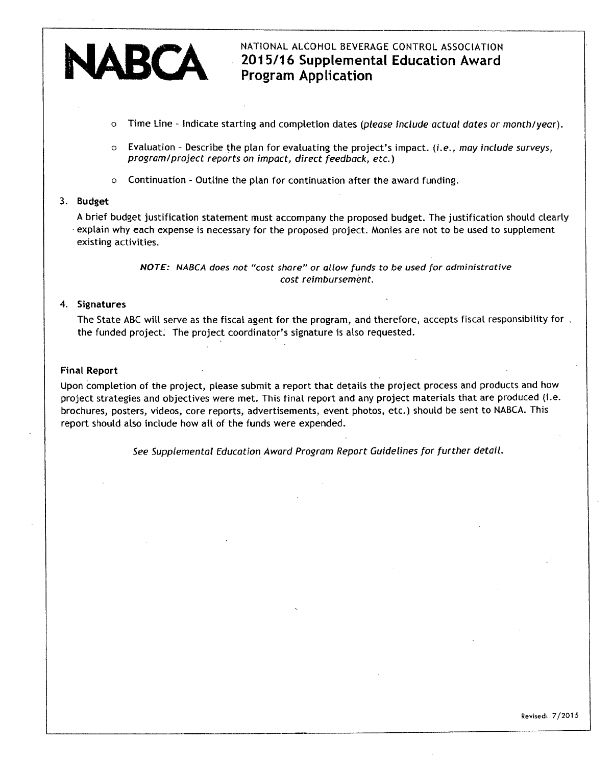# NABCA

NATIONAL ALCOHOL BEVERAGE CONTROL ASSOCIATION
**2015/16 Supplemental Education Award Program Application**

- Time Line - Indicate starting and completion dates (*please include actual dates or month/year*).
- Evaluation - Describe the plan for evaluating the project's impact. (*i.e., may include surveys, program/project reports on impact, direct feedback, etc.*)
- Continuation - Outline the plan for continuation after the award funding.

3. **Budget**

   A brief budget justification statement must accompany the proposed budget. The justification should clearly explain why each expense is necessary for the proposed project. Monies are not to be used to supplement existing activities.

   ***NOTE:*** *NABCA does not "cost share" or allow funds to be used for administrative cost reimbursement.*

4. **Signatures**

   The State ABC will serve as the fiscal agent for the program, and therefore, accepts fiscal responsibility for the funded project. The project coordinator's signature is also requested.

**Final Report**

Upon completion of the project, please submit a report that details the project process and products and how project strategies and objectives were met. This final report and any project materials that are produced (i.e. brochures, posters, videos, core reports, advertisements, event photos, etc.) should be sent to NABCA. This report should also include how all of the funds were expended.

*See Supplemental Education Award Program Report Guidelines for further detail.*

Revised: 7/2015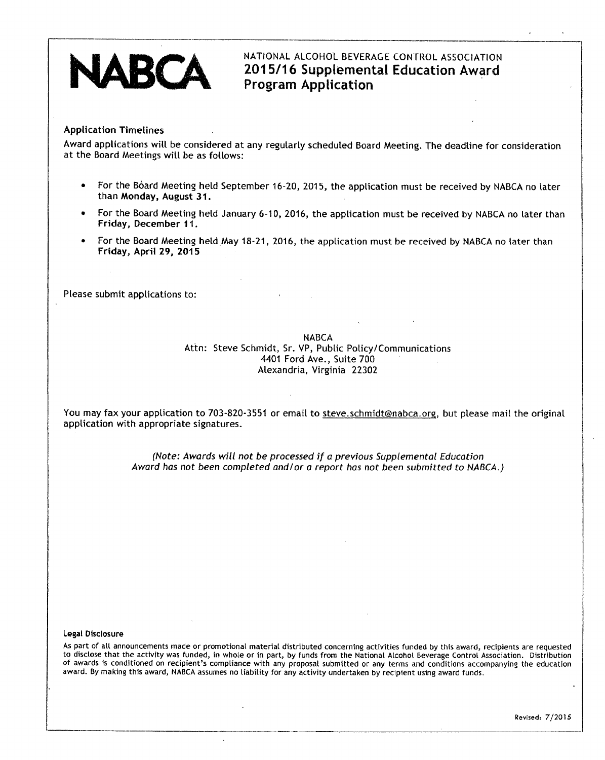# NABCA

NATIONAL ALCOHOL BEVERAGE CONTROL ASSOCIATION

## 2015/16 Supplemental Education Award Program Application

### Application Timelines

Award applications will be considered at any regularly scheduled Board Meeting. The deadline for consideration at the Board Meetings will be as follows:

- For the Bòard Meeting held September 16-20, 2015, the application must be received by NABCA no later than **Monday, August 31.**
- For the Board Meeting held January 6-10, 2016, the application must be received by NABCA no later than **Friday, December 11.**
- For the Board Meeting held May 18-21, 2016, the application must be received by NABCA no later than **Friday, April 29, 2015**

Please submit applications to:

NABCA
Attn: Steve Schmidt, Sr. VP, Public Policy/Communications
4401 Ford Ave., Suite 700
Alexandria, Virginia 22302

You may fax your application to 703-820-3551 or email to steve.schmidt@nabca.org, but please mail the original application with appropriate signatures.

*(Note: Awards will not be processed if a previous Supplemental Education Award has not been completed and/or a report has not been submitted to NABCA.)*

**Legal Disclosure**

As part of all announcements made or promotional material distributed concerning activities funded by this award, recipients are requested to disclose that the activity was funded, in whole or in part, by funds from the National Alcohol Beverage Control Association. Distribution of awards is conditioned on recipient's compliance with any proposal submitted or any terms and conditions accompanying the education award. By making this award, NABCA assumes no liability for any activity undertaken by recipient using award funds.

Revised: 7/2015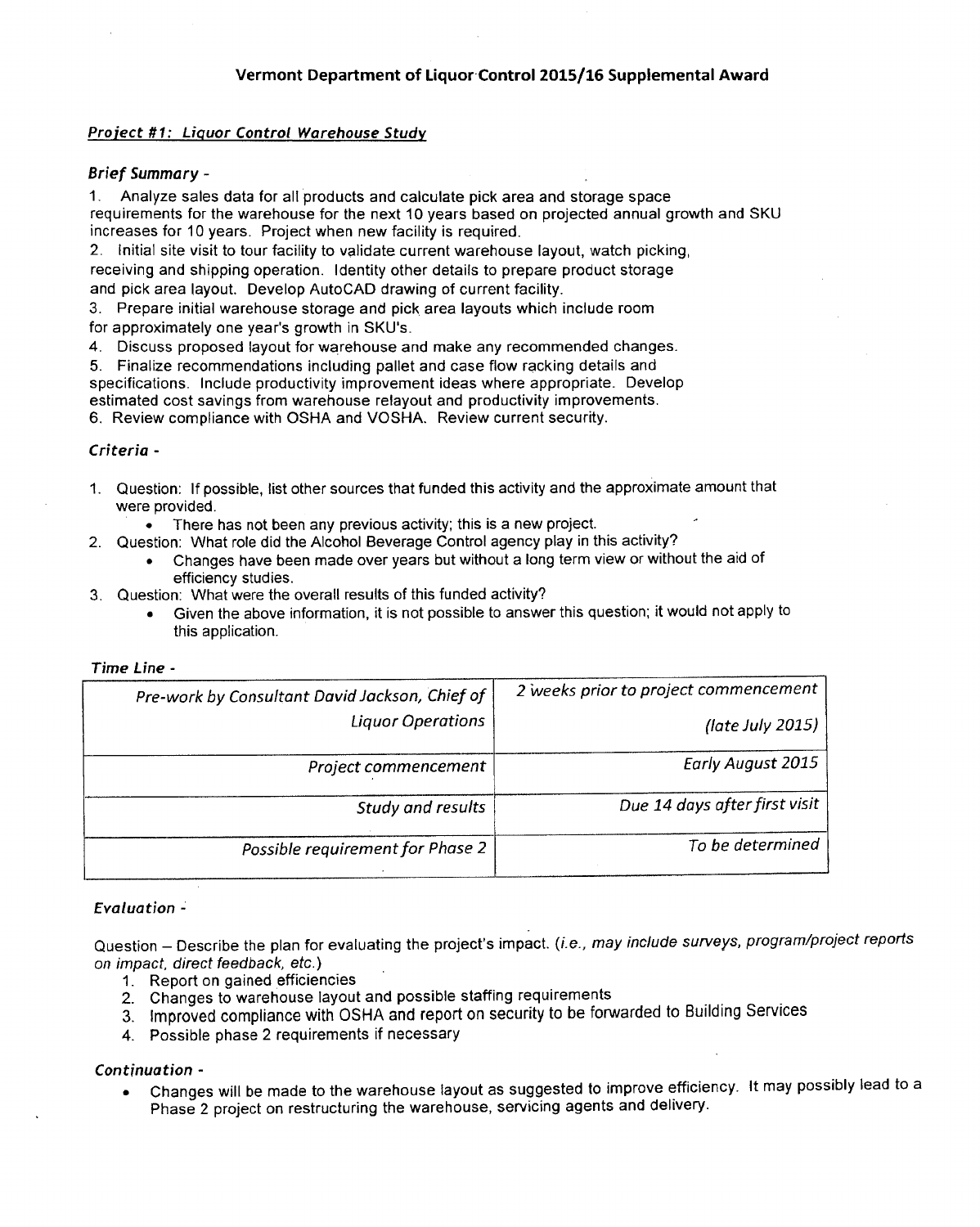# Vermont Department of Liquor Control 2015/16 Supplemental Award

***Project #1: Liquor Control Warehouse Study***

### *Brief Summary -*

1. Analyze sales data for all products and calculate pick area and storage space requirements for the warehouse for the next 10 years based on projected annual growth and SKU increases for 10 years. Project when new facility is required.
2. Initial site visit to tour facility to validate current warehouse layout, watch picking, receiving and shipping operation. Identity other details to prepare product storage and pick area layout. Develop AutoCAD drawing of current facility.
3. Prepare initial warehouse storage and pick area layouts which include room for approximately one year's growth in SKU's.
4. Discuss proposed layout for warehouse and make any recommended changes.
5. Finalize recommendations including pallet and case flow racking details and specifications. Include productivity improvement ideas where appropriate. Develop estimated cost savings from warehouse relayout and productivity improvements.
6. Review compliance with OSHA and VOSHA. Review current security.

### *Criteria -*

1. Question: If possible, list other sources that funded this activity and the approximate amount that were provided.
   - There has not been any previous activity; this is a new project.
2. Question: What role did the Alcohol Beverage Control agency play in this activity?
   - Changes have been made over years but without a long term view or without the aid of efficiency studies.
3. Question: What were the overall results of this funded activity?
   - Given the above information, it is not possible to answer this question; it would not apply to this application.

### *Time Line -*

| | |
|---|---|
| *Pre-work by Consultant David Jackson, Chief of Liquor Operations* | *2 weeks prior to project commencement (late July 2015)* |
| *Project commencement* | *Early August 2015* |
| *Study and results* | *Due 14 days after first visit* |
| *Possible requirement for Phase 2* | *To be determined* |

### *Evaluation -*

Question – Describe the plan for evaluating the project's impact. (*i.e., may include surveys, program/project reports on impact, direct feedback, etc.*)

1. Report on gained efficiencies
2. Changes to warehouse layout and possible staffing requirements
3. Improved compliance with OSHA and report on security to be forwarded to Building Services
4. Possible phase 2 requirements if necessary

### *Continuation -*

- Changes will be made to the warehouse layout as suggested to improve efficiency. It may possibly lead to a Phase 2 project on restructuring the warehouse, servicing agents and delivery.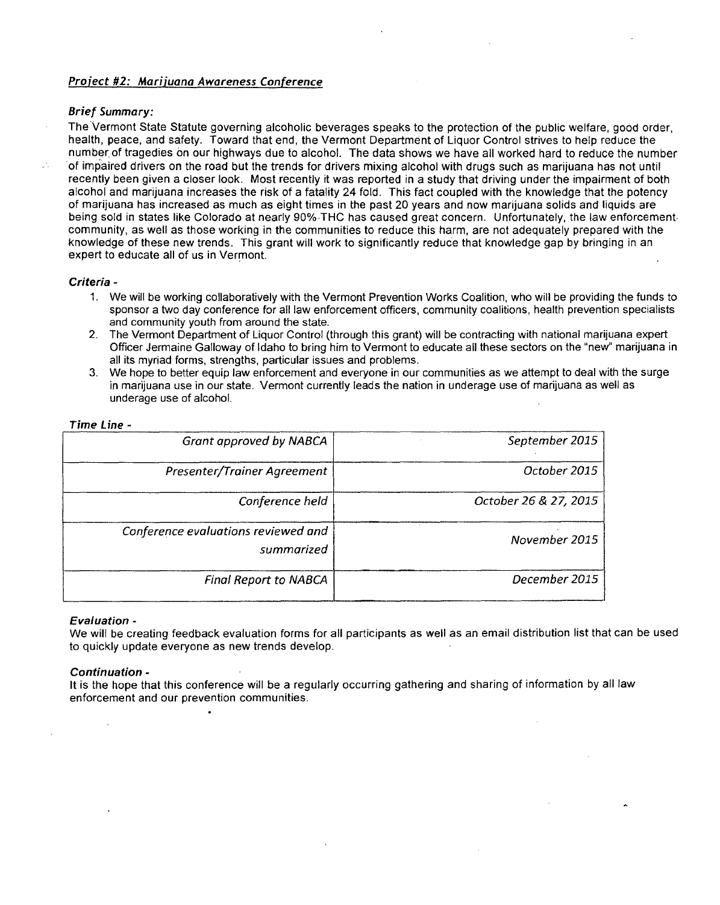***Project #2: Marijuana Awareness Conference***

***Brief Summary:***

The Vermont State Statute governing alcoholic beverages speaks to the protection of the public welfare, good order, health, peace, and safety. Toward that end, the Vermont Department of Liquor Control strives to help reduce the number of tragedies on our highways due to alcohol. The data shows we have all worked hard to reduce the number of impaired drivers on the road but the trends for drivers mixing alcohol with drugs such as marijuana has not until recently been given a closer look. Most recently it was reported in a study that driving under the impairment of both alcohol and marijuana increases the risk of a fatality 24 fold. This fact coupled with the knowledge that the potency of marijuana has increased as much as eight times in the past 20 years and now marijuana solids and liquids are being sold in states like Colorado at nearly 90% THC has caused great concern. Unfortunately, the law enforcement community, as well as those working in the communities to reduce this harm, are not adequately prepared with the knowledge of these new trends. This grant will work to significantly reduce that knowledge gap by bringing in an expert to educate all of us in Vermont.

***Criteria -***

1. We will be working collaboratively with the Vermont Prevention Works Coalition, who will be providing the funds to sponsor a two day conference for all law enforcement officers, community coalitions, health prevention specialists and community youth from around the state.
2. The Vermont Department of Liquor Control (through this grant) will be contracting with national marijuana expert Officer Jermaine Galloway of Idaho to bring him to Vermont to educate all these sectors on the "new" marijuana in all its myriad forms, strengths, particular issues and problems.
3. We hope to better equip law enforcement and everyone in our communities as we attempt to deal with the surge in marijuana use in our state. Vermont currently leads the nation in underage use of marijuana as well as underage use of alcohol.

***Time Line -***

| | |
|---|---|
| *Grant approved by NABCA* | *September 2015* |
| *Presenter/Trainer Agreement* | *October 2015* |
| *Conference held* | *October 26 & 27, 2015* |
| *Conference evaluations reviewed and summarized* | *November 2015* |
| *Final Report to NABCA* | *December 2015* |

***Evaluation -***

We will be creating feedback evaluation forms for all participants as well as an email distribution list that can be used to quickly update everyone as new trends develop.

***Continuation -***

It is the hope that this conference will be a regularly occurring gathering and sharing of information by all law enforcement and our prevention communities.